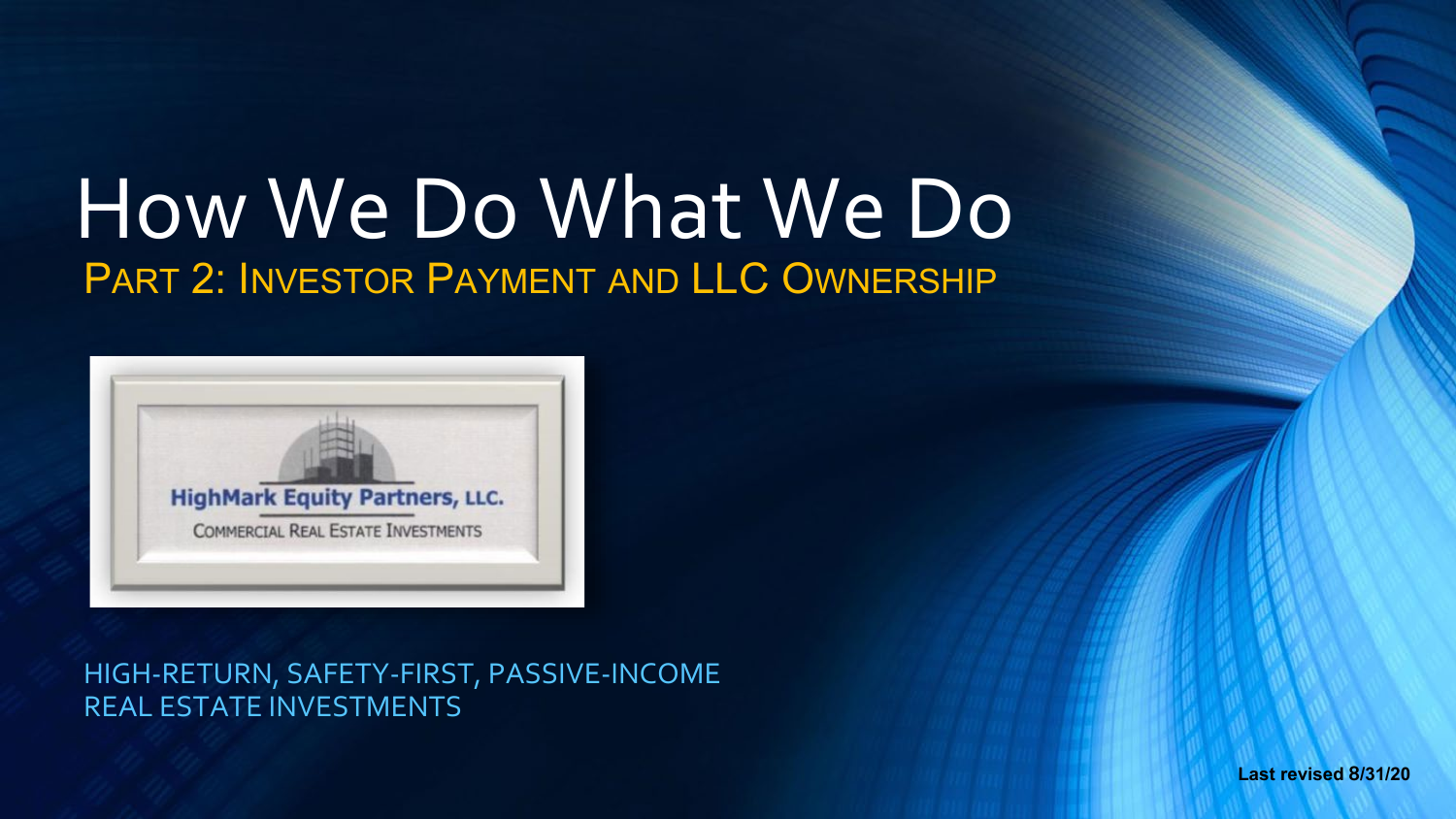# How We Do What We Do

## Part 2: Investor Payment and LLC Ownership

HighMark Equity Partners, LLC.

Commercial Real Estate Investments

HIGH-RETURN, SAFETY-FIRST, PASSIVE-INCOME REAL ESTATE INVESTMENTS

**Last revised 8/31/20**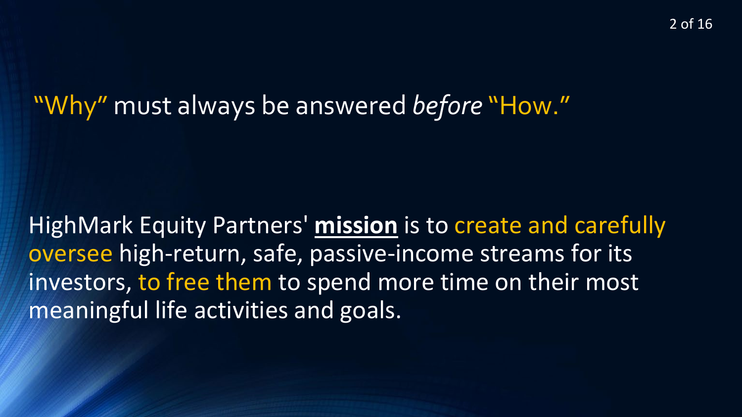## "Why" must always be answered *before* "How."

HighMark Equity Partners' **mission** is to create and carefully oversee high-return, safe, passive-income streams for its investors, to free them to spend more time on their most meaningful life activities and goals.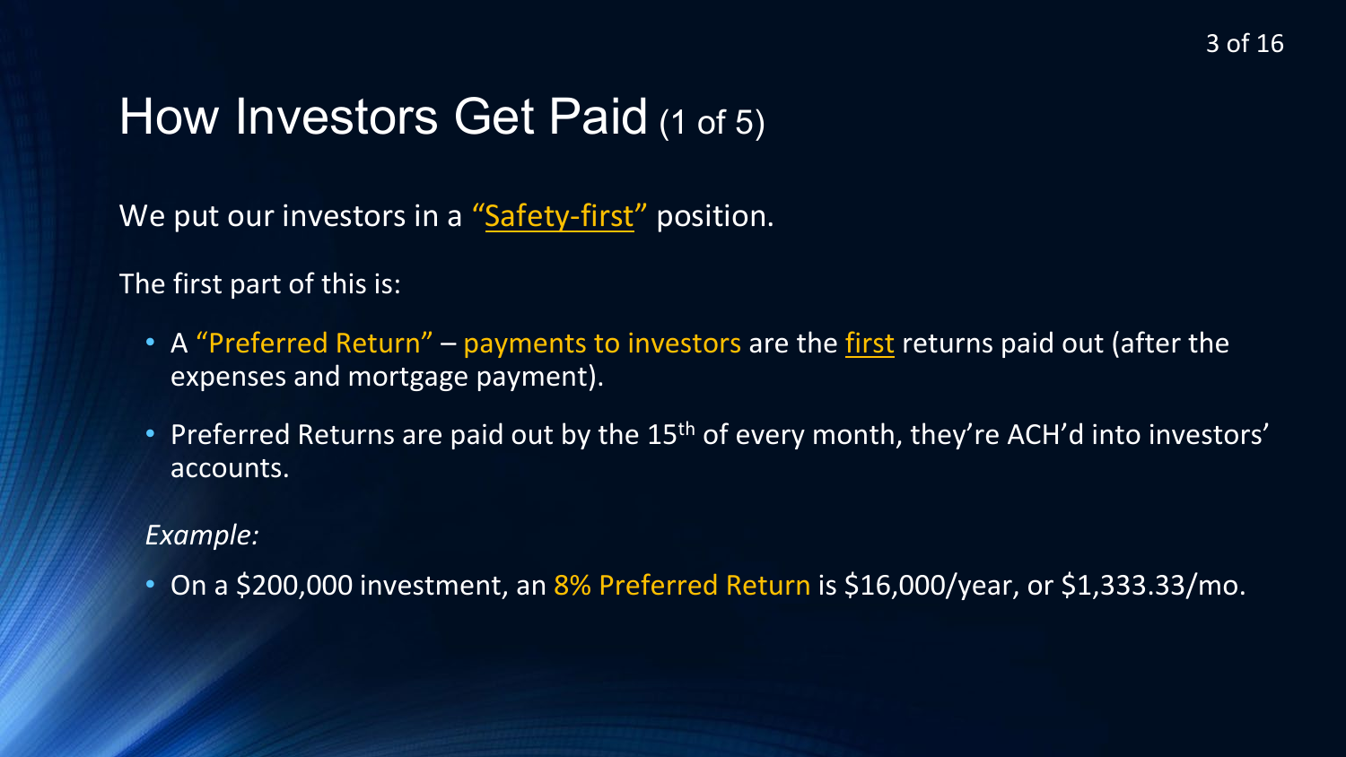# How Investors Get Paid (1 of 5)

We put our investors in a "Safety-first" position.

The first part of this is:

- A "Preferred Return" – payments to investors are the first returns paid out (after the expenses and mortgage payment).
- Preferred Returns are paid out by the 15th of every month, they're ACH'd into investors' accounts.

*Example:*

- On a $200,000 investment, an 8% Preferred Return is $16,000/year, or $1,333.33/mo.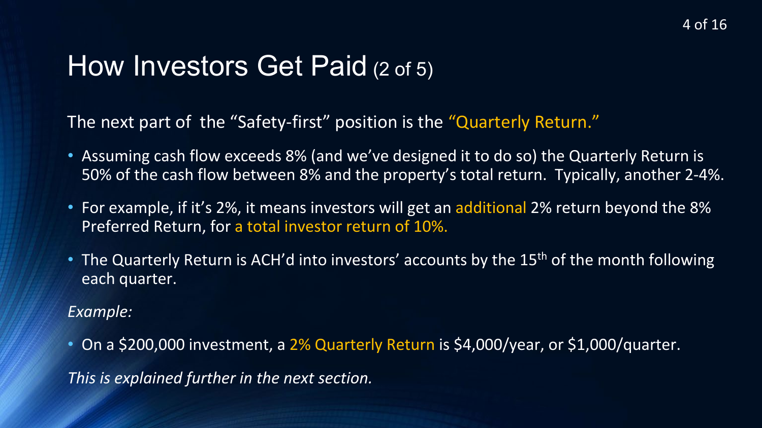# How Investors Get Paid (2 of 5)

The next part of  the "Safety-first" position is the "Quarterly Return."

- Assuming cash flow exceeds 8% (and we've designed it to do so) the Quarterly Return is 50% of the cash flow between 8% and the property's total return.  Typically, another 2-4%.
- For example, if it's 2%, it means investors will get an additional 2% return beyond the 8% Preferred Return, for a total investor return of 10%.
- The Quarterly Return is ACH'd into investors' accounts by the 15th of the month following each quarter.

*Example:*

- On a $200,000 investment, a 2% Quarterly Return is $4,000/year, or $1,000/quarter.

*This is explained further in the next section.*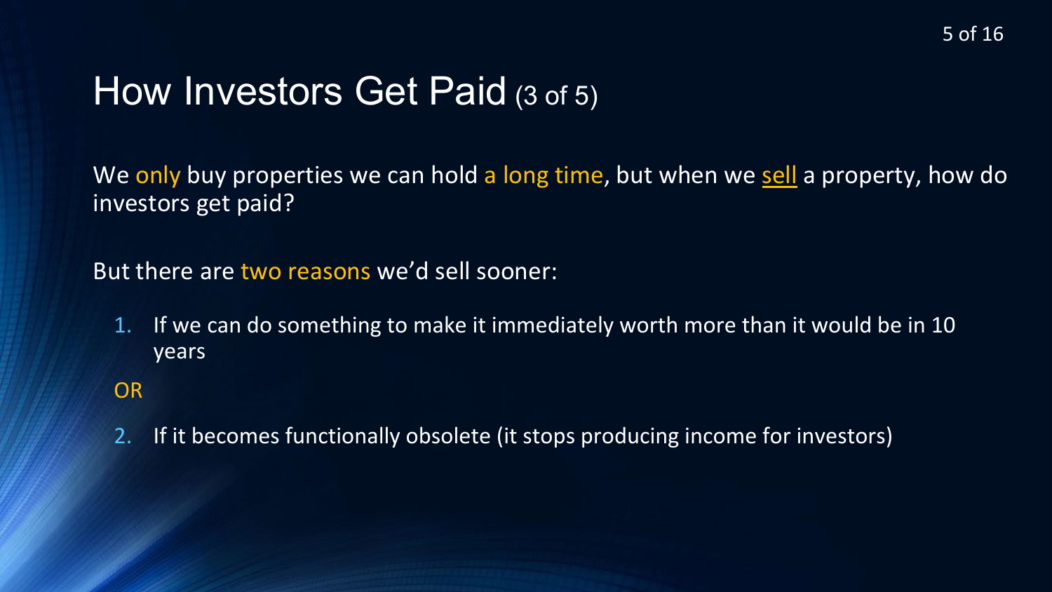# How Investors Get Paid (3 of 5)

We only buy properties we can hold a long time, but when we sell a property, how do investors get paid?

But there are two reasons we'd sell sooner:

1. If we can do something to make it immediately worth more than it would be in 10 years

OR

2. If it becomes functionally obsolete (it stops producing income for investors)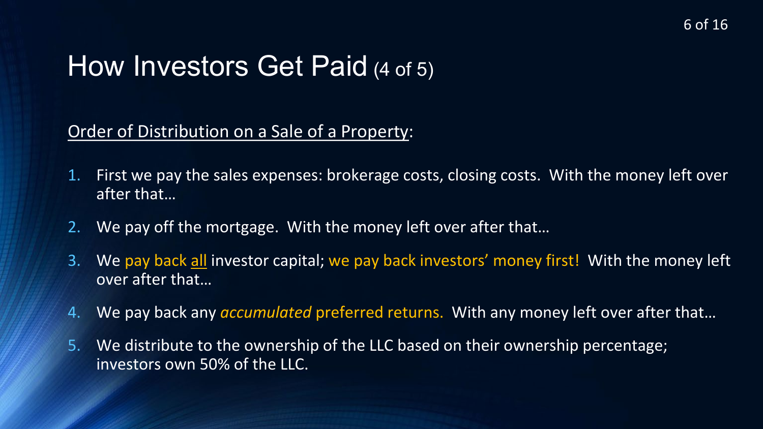# How Investors Get Paid (4 of 5)

<u>Order of Distribution on a Sale of a Property</u>:

1. First we pay the sales expenses: brokerage costs, closing costs. With the money left over after that…
2. We pay off the mortgage. With the money left over after that…
3. We pay back <u>all</u> investor capital; we pay back investors' money first! With the money left over after that…
4. We pay back any *accumulated* preferred returns. With any money left over after that…
5. We distribute to the ownership of the LLC based on their ownership percentage; investors own 50% of the LLC.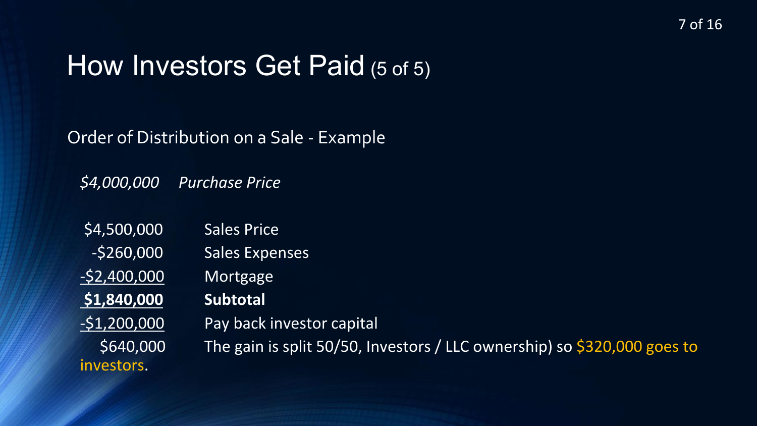# How Investors Get Paid (5 of 5)

Order of Distribution on a Sale - Example

*$4,000,000 Purchase Price*

| | |
|---|---|
| $4,500,000 | Sales Price |
| -$260,000 | Sales Expenses |
| -$2,400,000 | Mortgage |
| **$1,840,000** | **Subtotal** |
| -$1,200,000 | Pay back investor capital |
| $640,000 | The gain is split 50/50, Investors / LLC ownership) so $320,000 goes to investors. |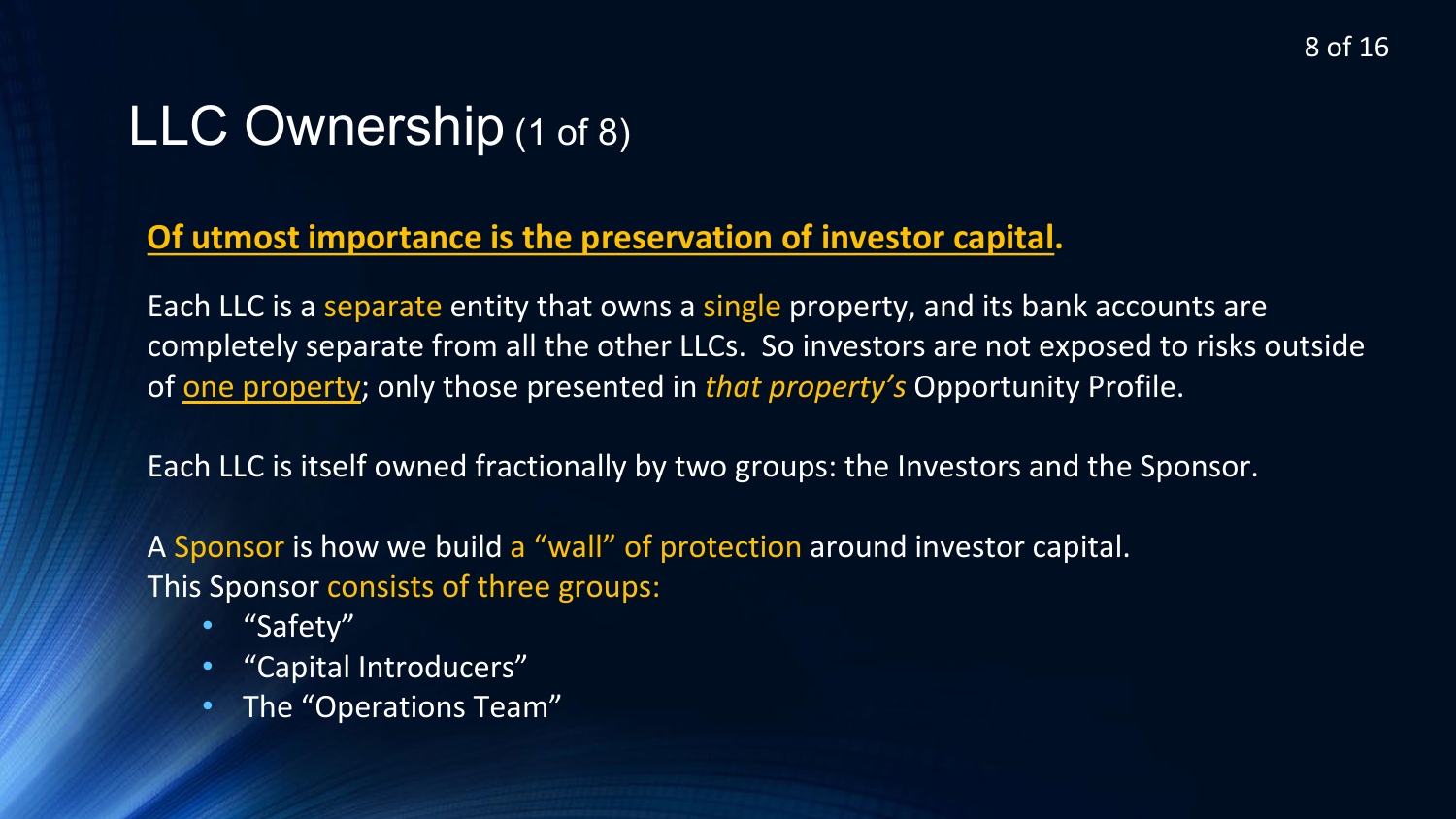# LLC Ownership (1 of 8)

**Of utmost importance is the preservation of investor capital.**

Each LLC is a separate entity that owns a single property, and its bank accounts are completely separate from all the other LLCs. So investors are not exposed to risks outside of one property; only those presented in *that property's* Opportunity Profile.

Each LLC is itself owned fractionally by two groups: the Investors and the Sponsor.

A Sponsor is how we build a "wall" of protection around investor capital.
This Sponsor consists of three groups:

- "Safety"
- "Capital Introducers"
- The "Operations Team"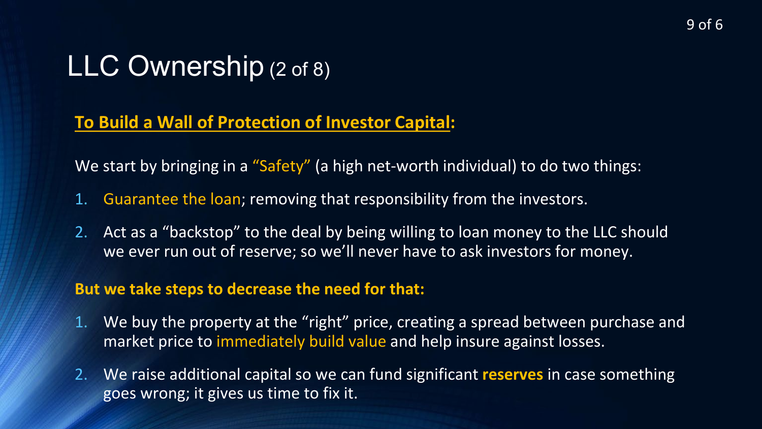# LLC Ownership (2 of 8)

**To Build a Wall of Protection of Investor Capital:**

We start by bringing in a "Safety" (a high net-worth individual) to do two things:

1. Guarantee the loan; removing that responsibility from the investors.
2. Act as a "backstop" to the deal by being willing to loan money to the LLC should we ever run out of reserve; so we'll never have to ask investors for money.

**But we take steps to decrease the need for that:**

1. We buy the property at the "right" price, creating a spread between purchase and market price to immediately build value and help insure against losses.
2. We raise additional capital so we can fund significant **reserves** in case something goes wrong; it gives us time to fix it.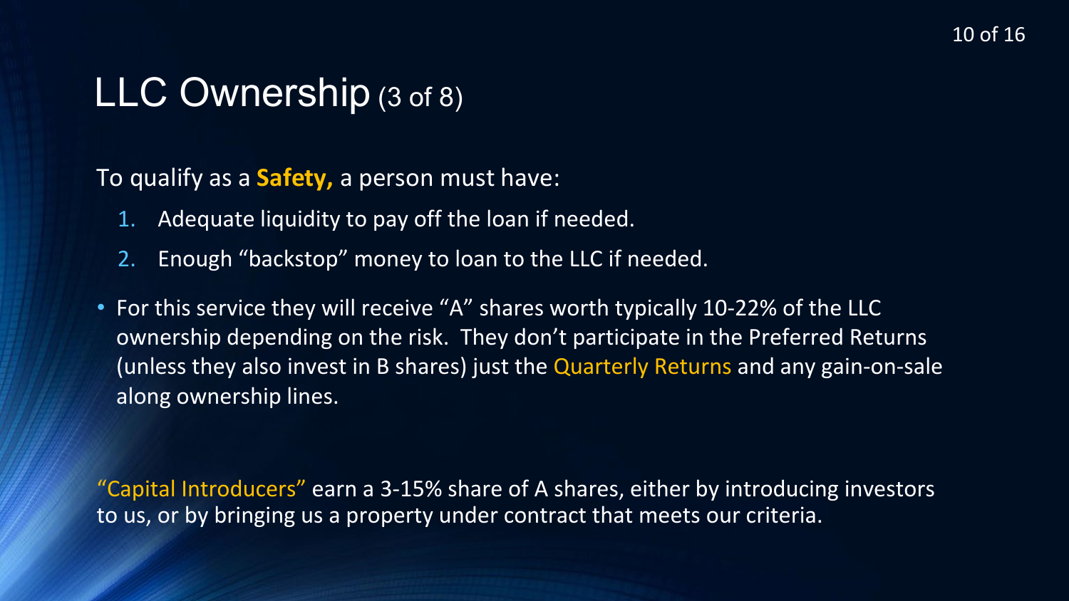# LLC Ownership (3 of 8)

To qualify as a **Safety,** a person must have:

1. Adequate liquidity to pay off the loan if needed.
2. Enough "backstop" money to loan to the LLC if needed.

- For this service they will receive "A" shares worth typically 10-22% of the LLC ownership depending on the risk. They don't participate in the Preferred Returns (unless they also invest in B shares) just the Quarterly Returns and any gain-on-sale along ownership lines.

"Capital Introducers" earn a 3-15% share of A shares, either by introducing investors to us, or by bringing us a property under contract that meets our criteria.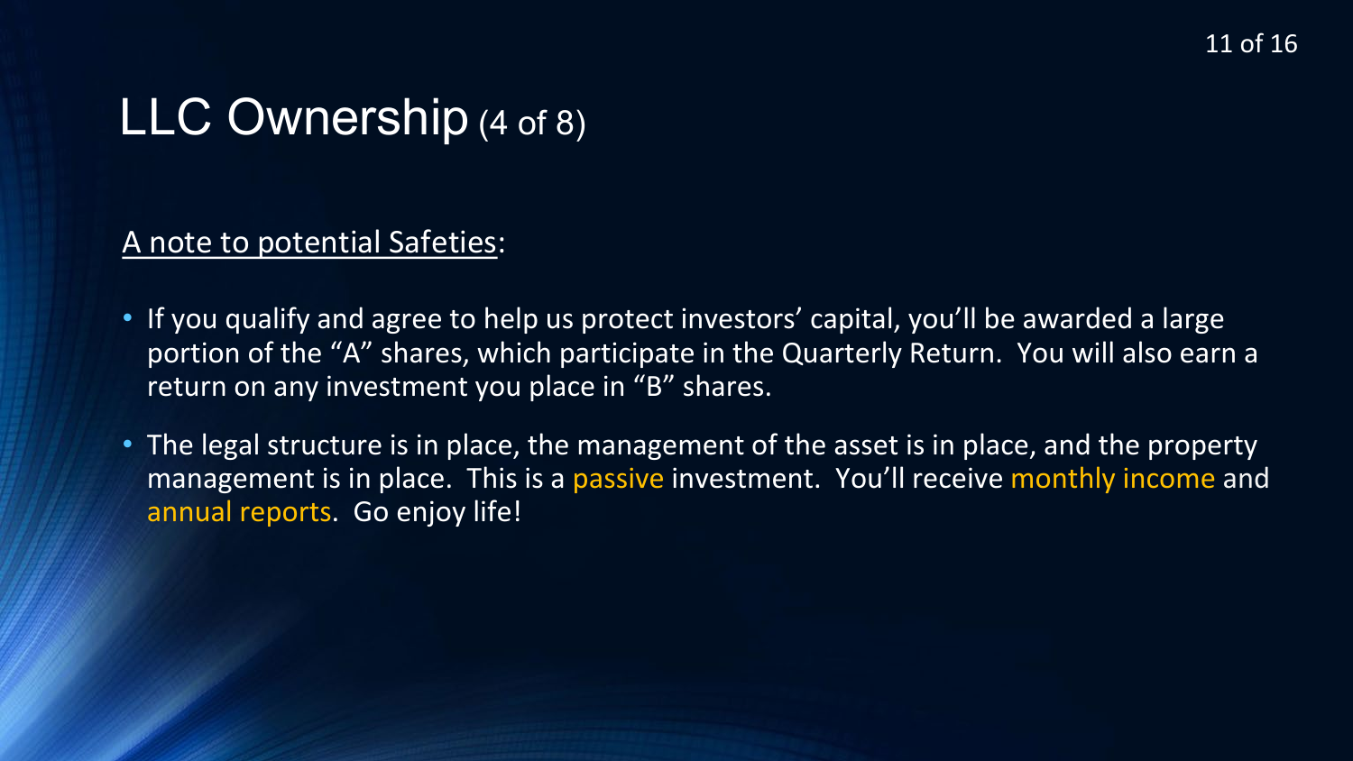# LLC Ownership (4 of 8)

A note to potential Safeties:

- If you qualify and agree to help us protect investors' capital, you'll be awarded a large portion of the "A" shares, which participate in the Quarterly Return. You will also earn a return on any investment you place in "B" shares.
- The legal structure is in place, the management of the asset is in place, and the property management is in place. This is a passive investment. You'll receive monthly income and annual reports. Go enjoy life!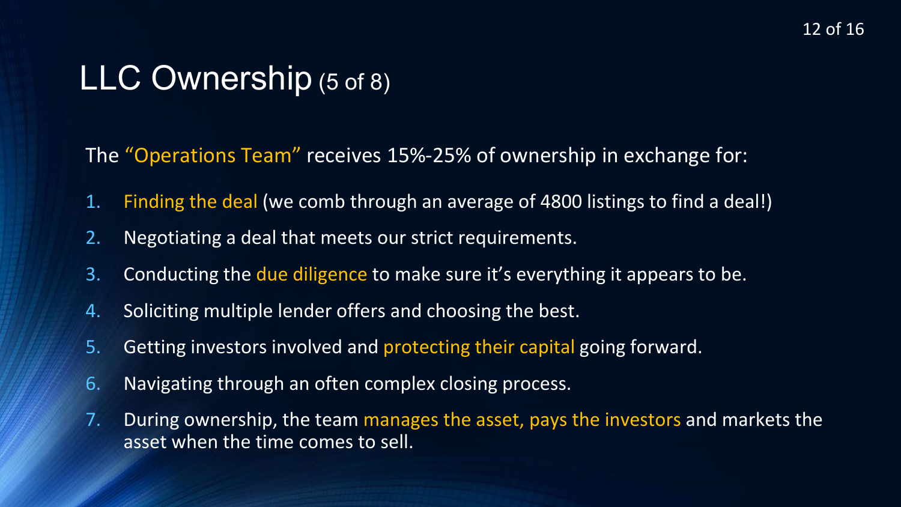# LLC Ownership (5 of 8)

The “Operations Team” receives 15%-25% of ownership in exchange for:

1. Finding the deal (we comb through an average of 4800 listings to find a deal!)
2. Negotiating a deal that meets our strict requirements.
3. Conducting the due diligence to make sure it’s everything it appears to be.
4. Soliciting multiple lender offers and choosing the best.
5. Getting investors involved and protecting their capital going forward.
6. Navigating through an often complex closing process.
7. During ownership, the team manages the asset, pays the investors and markets the asset when the time comes to sell.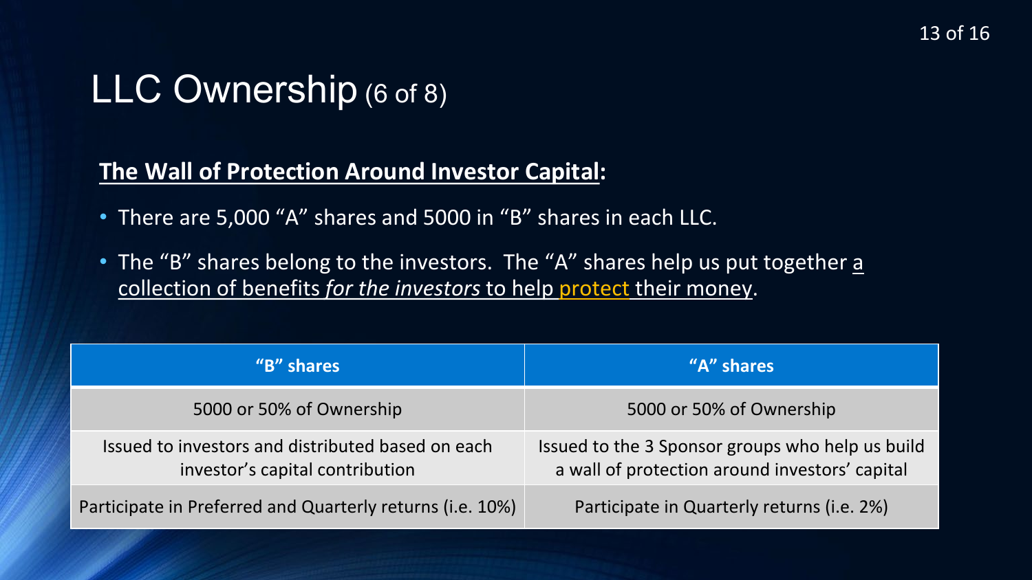# LLC Ownership (6 of 8)

**The Wall of Protection Around Investor Capital:**

- There are 5,000 "A" shares and 5000 in "B" shares in each LLC.
- The "B" shares belong to the investors. The "A" shares help us put together a collection of benefits *for the investors* to help protect their money.

| "B" shares | "A" shares |
| --- | --- |
| 5000 or 50% of Ownership | 5000 or 50% of Ownership |
| Issued to investors and distributed based on each investor's capital contribution | Issued to the 3 Sponsor groups who help us build a wall of protection around investors' capital |
| Participate in Preferred and Quarterly returns (i.e. 10%) | Participate in Quarterly returns (i.e. 2%) |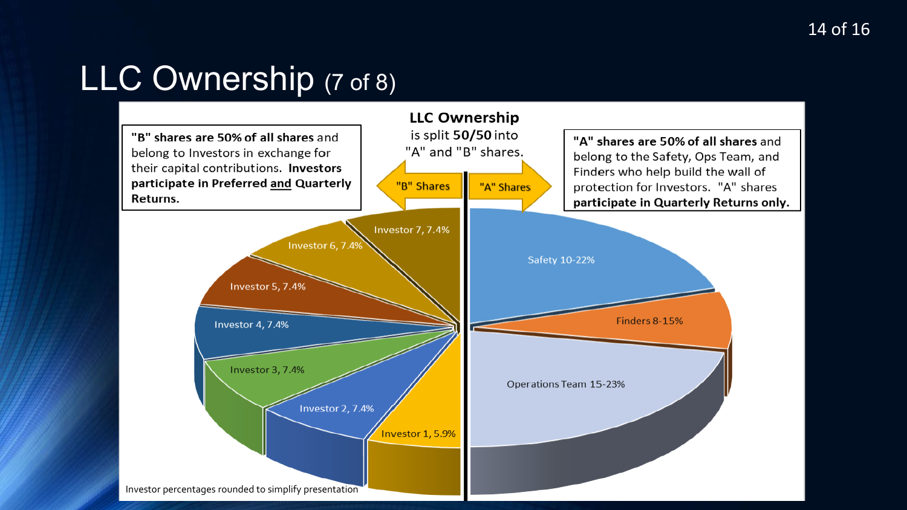# LLC Ownership (7 of 8)

**LLC Ownership**
is split **50/50** into "A" and "B" shares.

**"B" shares are 50% of all shares** and belong to Investors in exchange for their capital contributions. **Investors participate in Preferred and Quarterly Returns.**

**"A" shares are 50% of all shares** and belong to the Safety, Ops Team, and Finders who help build the wall of protection for Investors. "A" shares **participate in Quarterly Returns only.**

"B" Shares

"A" Shares

Investor 7, 7.4%

Investor 6, 7.4%

Investor 5, 7.4%

Investor 4, 7.4%

Investor 3, 7.4%

Investor 2, 7.4%

Investor 1, 5.9%

Safety 10-22%

Finders 8-15%

Operations Team 15-23%

Investor percentages rounded to simplify presentation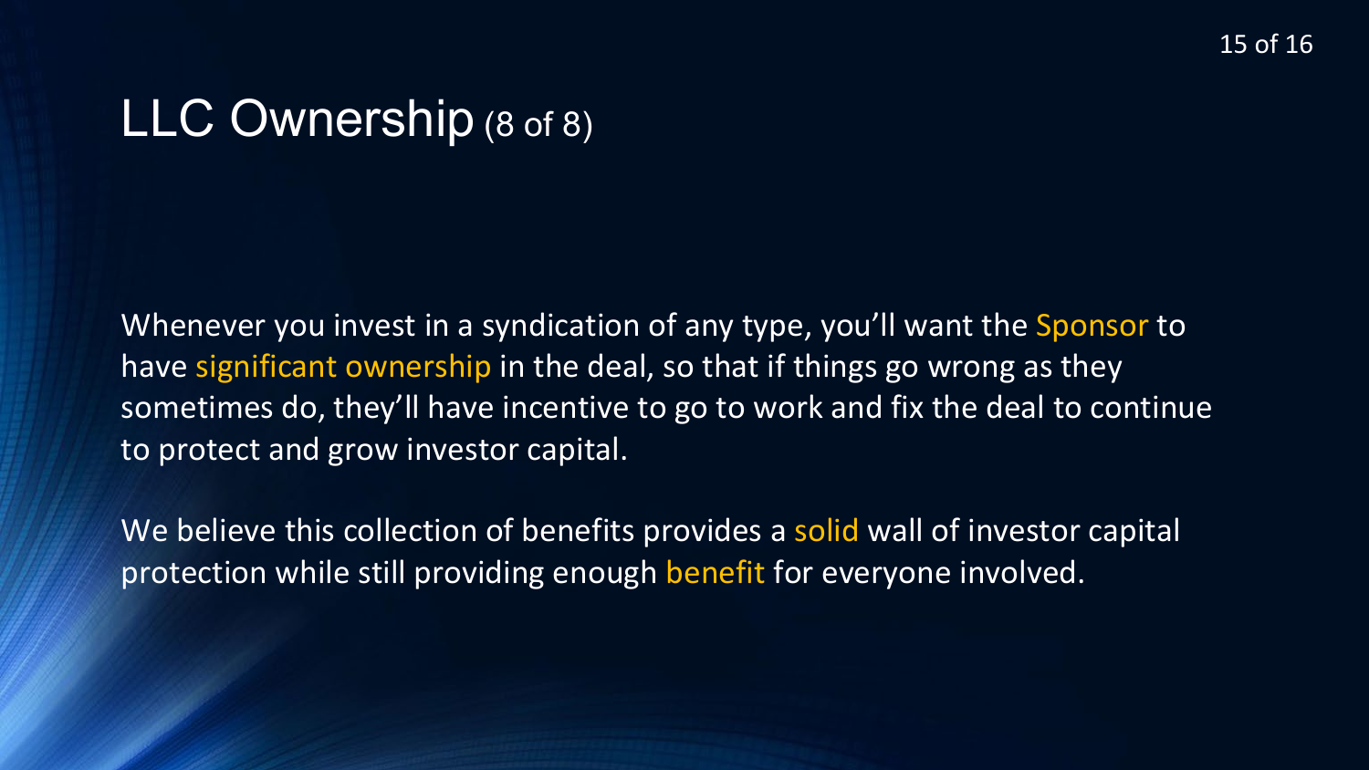# LLC Ownership (8 of 8)

Whenever you invest in a syndication of any type, you'll want the Sponsor to have significant ownership in the deal, so that if things go wrong as they sometimes do, they'll have incentive to go to work and fix the deal to continue to protect and grow investor capital.

We believe this collection of benefits provides a solid wall of investor capital protection while still providing enough benefit for everyone involved.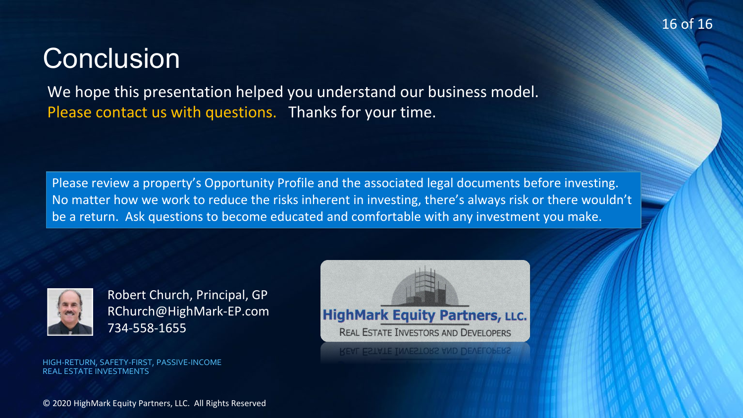# Conclusion

We hope this presentation helped you understand our business model.
Please contact us with questions. Thanks for your time.

Please review a property's Opportunity Profile and the associated legal documents before investing. No matter how we work to reduce the risks inherent in investing, there's always risk or there wouldn't be a return. Ask questions to become educated and comfortable with any investment you make.

Robert Church, Principal, GP
RChurch@HighMark-EP.com
734-558-1655

**HighMark Equity Partners, LLC.**
REAL ESTATE INVESTORS AND DEVELOPERS

HIGH-RETURN, SAFETY-FIRST, PASSIVE-INCOME
REAL ESTATE INVESTMENTS

© 2020 HighMark Equity Partners, LLC. All Rights Reserved